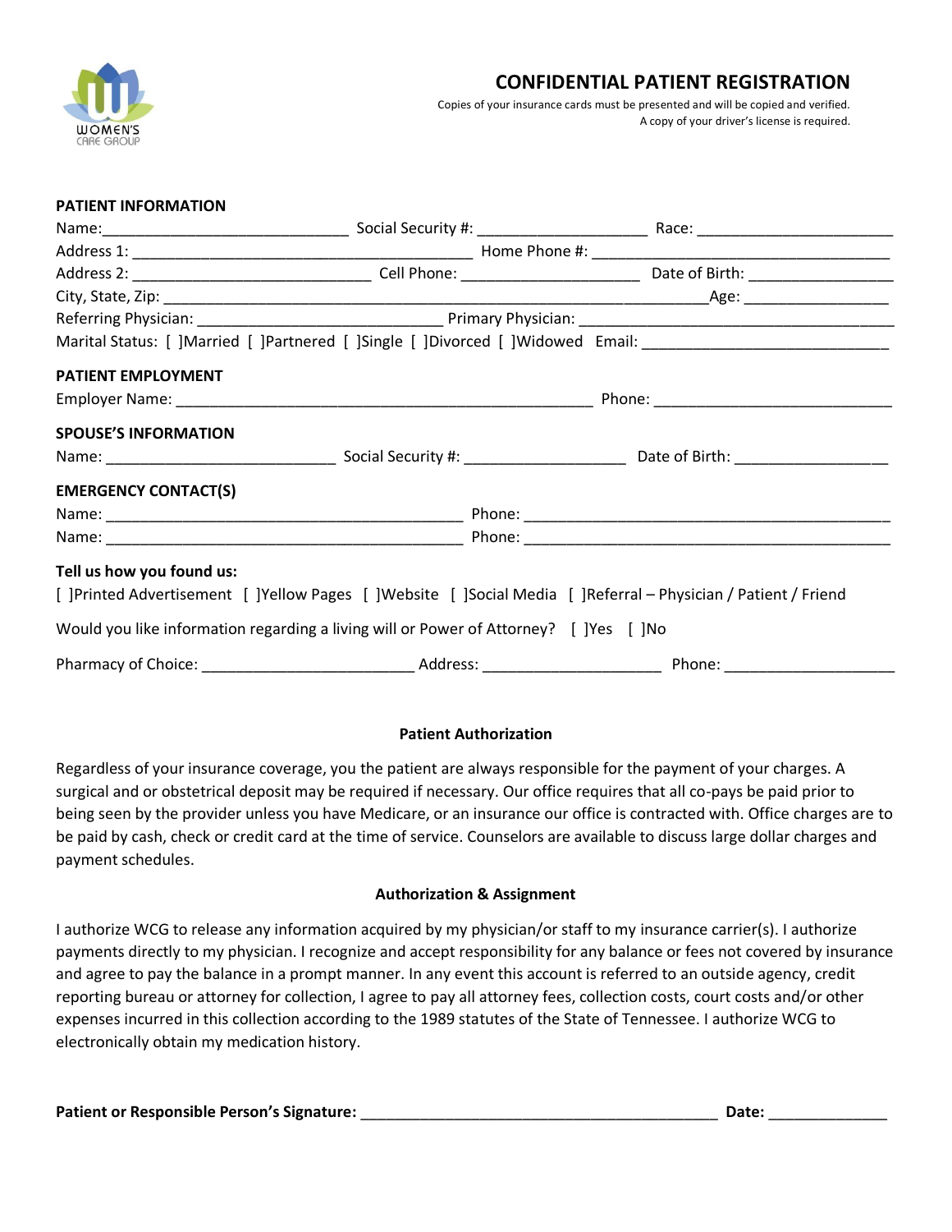WOMEN'S CARE GROUP

# CONFIDENTIAL PATIENT REGISTRATION

Copies of your insurance cards must be presented and will be copied and verified.
A copy of your driver's license is required.

**PATIENT INFORMATION**

Name:____________________________ Social Security #: ___________________ Race: ______________________

Address 1: _______________________________________ Home Phone #: __________________________________

Address 2: ___________________________ Cell Phone: ____________________ Date of Birth: ________________

City, State, Zip: ____________________________________________________________Age: ________________

Referring Physician: ____________________________ Primary Physician: ___________________________________

Marital Status: [ ]Married [ ]Partnered [ ]Single [ ]Divorced [ ]Widowed Email: ___________________________

**PATIENT EMPLOYMENT**

Employer Name: ________________________________________________ Phone: ___________________________

**SPOUSE'S INFORMATION**

Name: __________________________ Social Security #: __________________ Date of Birth: _________________

**EMERGENCY CONTACT(S)**

Name: _________________________________________ Phone: ___________________________________________

Name: _________________________________________ Phone: ___________________________________________

**Tell us how you found us:**

[ ]Printed Advertisement [ ]Yellow Pages [ ]Website [ ]Social Media [ ]Referral – Physician / Patient / Friend

Would you like information regarding a living will or Power of Attorney? [ ]Yes [ ]No

Pharmacy of Choice: ________________________ Address: ____________________ Phone: ___________________

**Patient Authorization**

Regardless of your insurance coverage, you the patient are always responsible for the payment of your charges. A surgical and or obstetrical deposit may be required if necessary. Our office requires that all co-pays be paid prior to being seen by the provider unless you have Medicare, or an insurance our office is contracted with. Office charges are to be paid by cash, check or credit card at the time of service. Counselors are available to discuss large dollar charges and payment schedules.

**Authorization & Assignment**

I authorize WCG to release any information acquired by my physician/or staff to my insurance carrier(s). I authorize payments directly to my physician. I recognize and accept responsibility for any balance or fees not covered by insurance and agree to pay the balance in a prompt manner. In any event this account is referred to an outside agency, credit reporting bureau or attorney for collection, I agree to pay all attorney fees, collection costs, court costs and/or other expenses incurred in this collection according to the 1989 statutes of the State of Tennessee. I authorize WCG to electronically obtain my medication history.

**Patient or Responsible Person's Signature:** ________________________________________ **Date:** _____________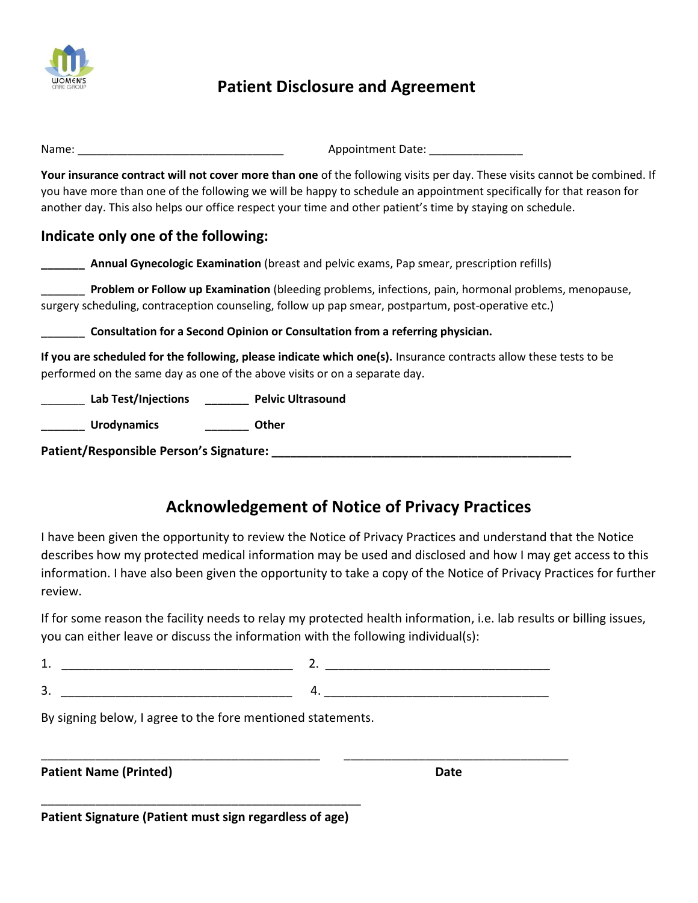# Patient Disclosure and Agreement

Name: ________________________________ Appointment Date: _______________

**Your insurance contract will not cover more than one** of the following visits per day. These visits cannot be combined. If you have more than one of the following we will be happy to schedule an appointment specifically for that reason for another day. This also helps our office respect your time and other patient's time by staying on schedule.

## Indicate only one of the following:

_______ **Annual Gynecologic Examination** (breast and pelvic exams, Pap smear, prescription refills)

_______ **Problem or Follow up Examination** (bleeding problems, infections, pain, hormonal problems, menopause, surgery scheduling, contraception counseling, follow up pap smear, postpartum, post-operative etc.)

_______ **Consultation for a Second Opinion or Consultation from a referring physician.**

**If you are scheduled for the following, please indicate which one(s).** Insurance contracts allow these tests to be performed on the same day as one of the above visits or on a separate day.

_______ **Lab Test/Injections** _______ **Pelvic Ultrasound**

_______ **Urodynamics** _______ **Other**

**Patient/Responsible Person's Signature: _______________________________________________**

## Acknowledgement of Notice of Privacy Practices

I have been given the opportunity to review the Notice of Privacy Practices and understand that the Notice describes how my protected medical information may be used and disclosed and how I may get access to this information. I have also been given the opportunity to take a copy of the Notice of Privacy Practices for further review.

If for some reason the facility needs to relay my protected health information, i.e. lab results or billing issues, you can either leave or discuss the information with the following individual(s):

1. __________________________________ 2. __________________________________

3. __________________________________ 4. __________________________________

By signing below, I agree to the fore mentioned statements.

__________________________________________ __________________________________

**Patient Name (Printed)** **Date**

_________________________________________________

**Patient Signature (Patient must sign regardless of age)**